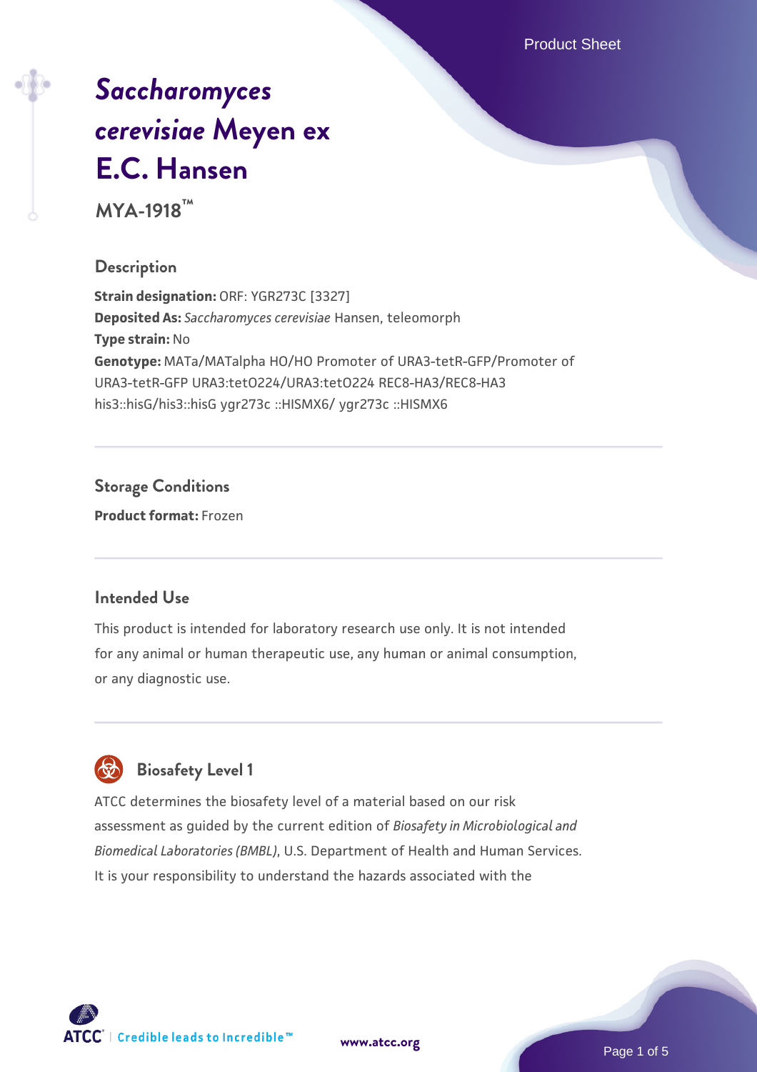# *Saccharomyces cerevisiae* Meyen ex E.C. Hansen

**MYA-1918™**

## Description

**Strain designation:** ORF: YGR273C [3327]
**Deposited As:** *Saccharomyces cerevisiae* Hansen, teleomorph
**Type strain:** No
**Genotype:** MATa/MATalpha HO/HO Promoter of URA3-tetR-GFP/Promoter of URA3-tetR-GFP URA3:tetO224/URA3:tetO224 REC8-HA3/REC8-HA3 his3::hisG/his3::hisG ygr273c ::HISMX6/ ygr273c ::HISMX6

## Storage Conditions

**Product format:** Frozen

## Intended Use

This product is intended for laboratory research use only. It is not intended for any animal or human therapeutic use, any human or animal consumption, or any diagnostic use.

## Biosafety Level 1

ATCC determines the biosafety level of a material based on our risk assessment as guided by the current edition of *Biosafety in Microbiological and Biomedical Laboratories (BMBL)*, U.S. Department of Health and Human Services. It is your responsibility to understand the hazards associated with the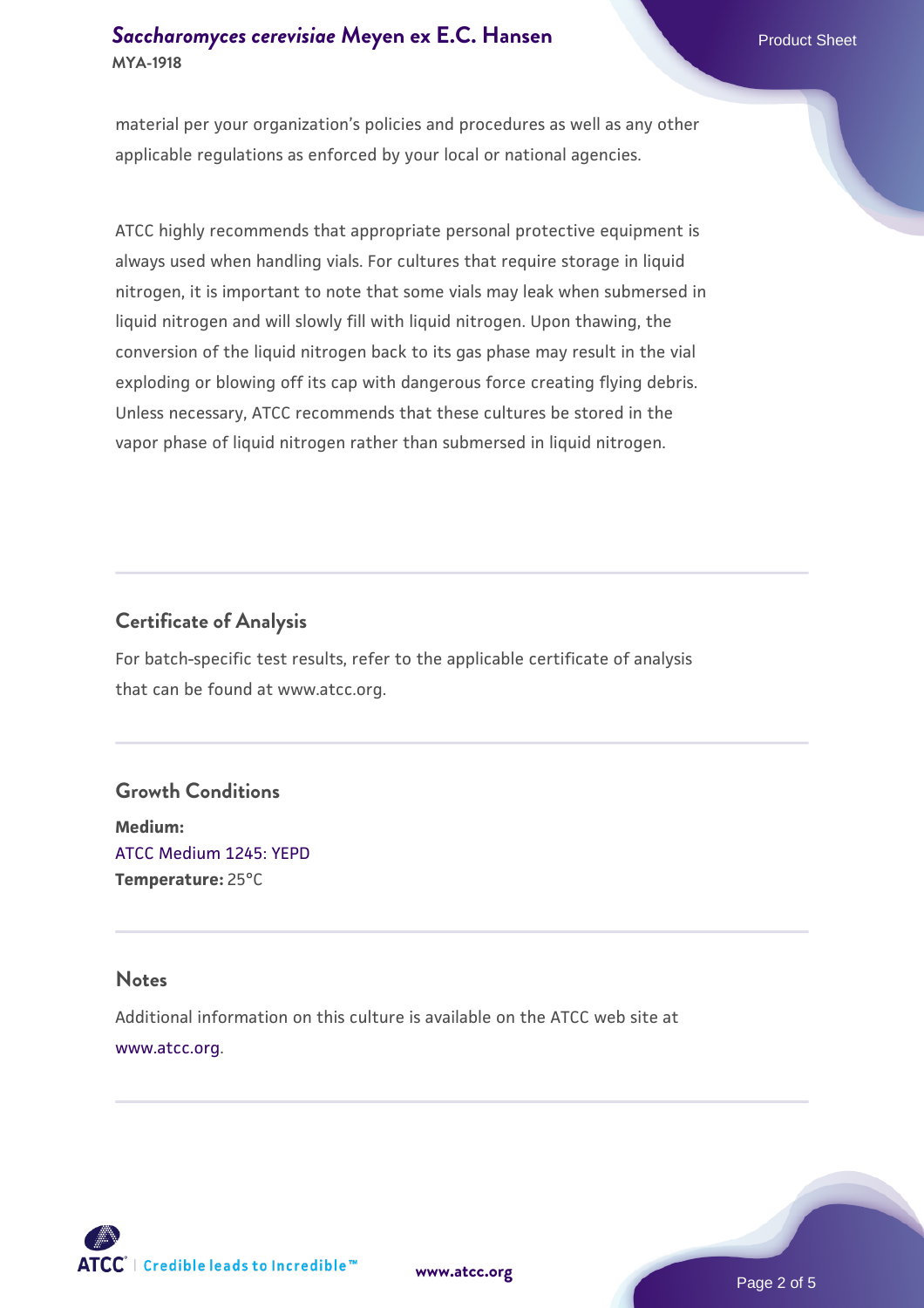material per your organization's policies and procedures as well as any other applicable regulations as enforced by your local or national agencies.

ATCC highly recommends that appropriate personal protective equipment is always used when handling vials. For cultures that require storage in liquid nitrogen, it is important to note that some vials may leak when submersed in liquid nitrogen and will slowly fill with liquid nitrogen. Upon thawing, the conversion of the liquid nitrogen back to its gas phase may result in the vial exploding or blowing off its cap with dangerous force creating flying debris. Unless necessary, ATCC recommends that these cultures be stored in the vapor phase of liquid nitrogen rather than submersed in liquid nitrogen.

## Certificate of Analysis

For batch-specific test results, refer to the applicable certificate of analysis that can be found at www.atcc.org.

## Growth Conditions

**Medium:**
ATCC Medium 1245: YEPD
**Temperature:** 25°C

## Notes

Additional information on this culture is available on the ATCC web site at www.atcc.org.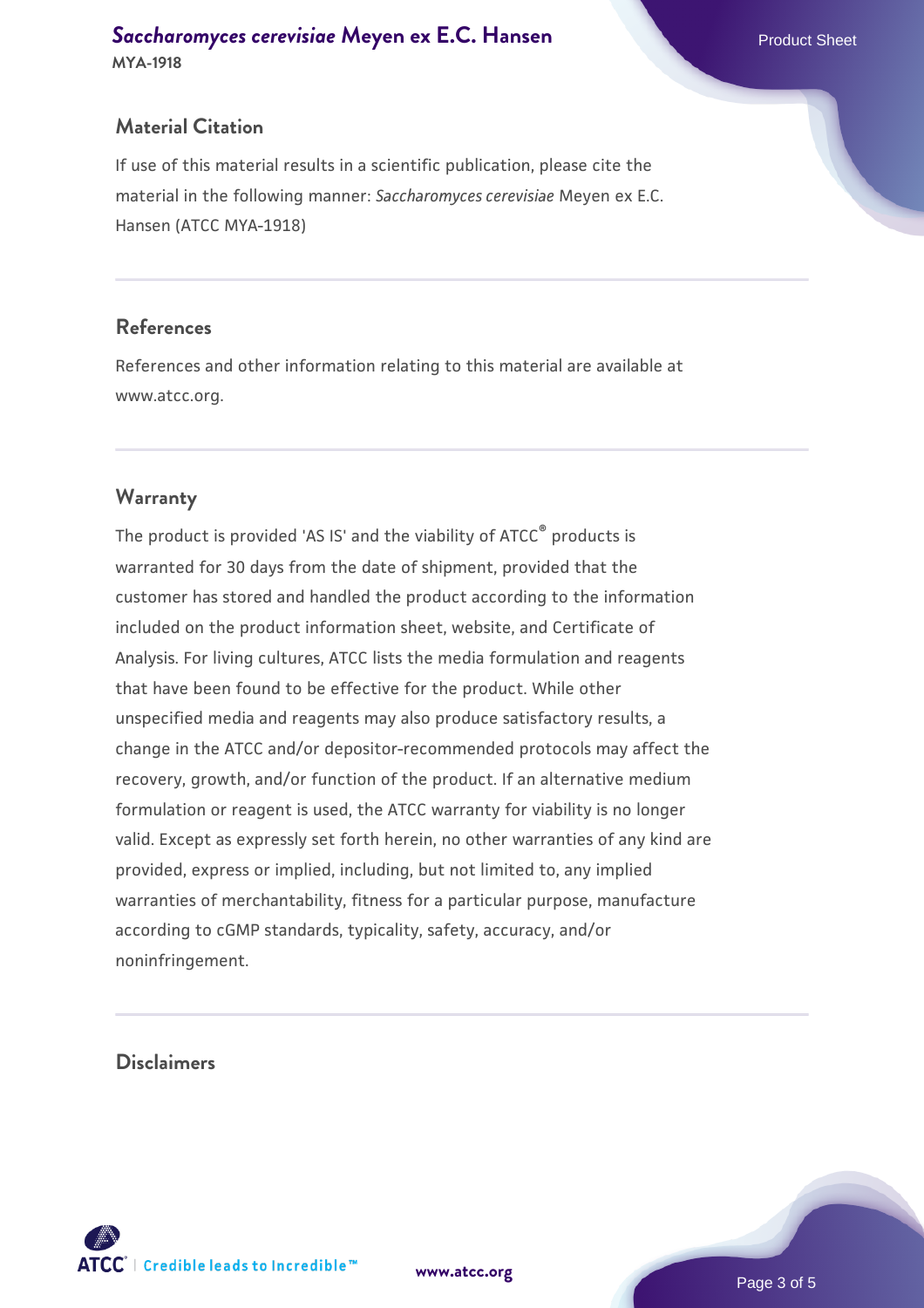## Material Citation

If use of this material results in a scientific publication, please cite the material in the following manner: *Saccharomyces cerevisiae* Meyen ex E.C. Hansen (ATCC MYA-1918)

## References

References and other information relating to this material are available at www.atcc.org.

## Warranty

The product is provided 'AS IS' and the viability of ATCC® products is warranted for 30 days from the date of shipment, provided that the customer has stored and handled the product according to the information included on the product information sheet, website, and Certificate of Analysis. For living cultures, ATCC lists the media formulation and reagents that have been found to be effective for the product. While other unspecified media and reagents may also produce satisfactory results, a change in the ATCC and/or depositor-recommended protocols may affect the recovery, growth, and/or function of the product. If an alternative medium formulation or reagent is used, the ATCC warranty for viability is no longer valid. Except as expressly set forth herein, no other warranties of any kind are provided, express or implied, including, but not limited to, any implied warranties of merchantability, fitness for a particular purpose, manufacture according to cGMP standards, typicality, safety, accuracy, and/or noninfringement.

## Disclaimers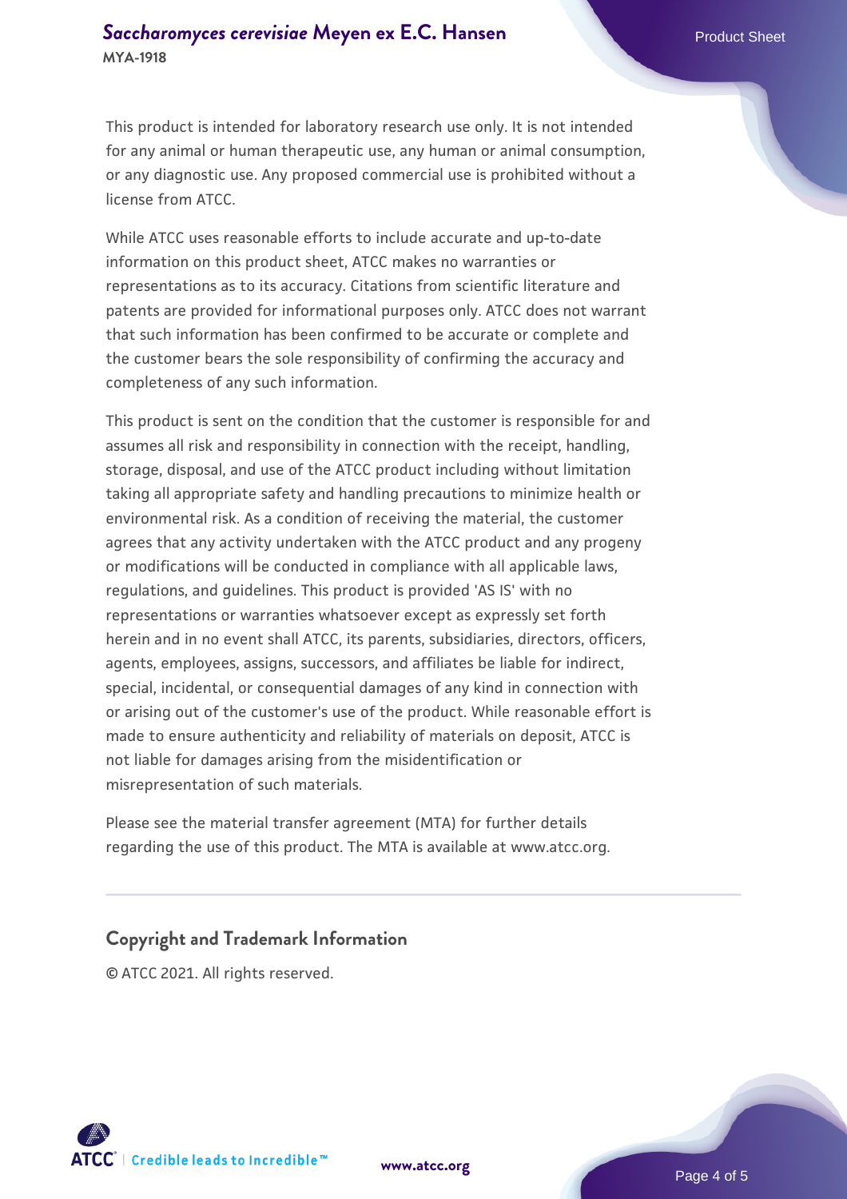This product is intended for laboratory research use only. It is not intended for any animal or human therapeutic use, any human or animal consumption, or any diagnostic use. Any proposed commercial use is prohibited without a license from ATCC.

While ATCC uses reasonable efforts to include accurate and up-to-date information on this product sheet, ATCC makes no warranties or representations as to its accuracy. Citations from scientific literature and patents are provided for informational purposes only. ATCC does not warrant that such information has been confirmed to be accurate or complete and the customer bears the sole responsibility of confirming the accuracy and completeness of any such information.

This product is sent on the condition that the customer is responsible for and assumes all risk and responsibility in connection with the receipt, handling, storage, disposal, and use of the ATCC product including without limitation taking all appropriate safety and handling precautions to minimize health or environmental risk. As a condition of receiving the material, the customer agrees that any activity undertaken with the ATCC product and any progeny or modifications will be conducted in compliance with all applicable laws, regulations, and guidelines. This product is provided 'AS IS' with no representations or warranties whatsoever except as expressly set forth herein and in no event shall ATCC, its parents, subsidiaries, directors, officers, agents, employees, assigns, successors, and affiliates be liable for indirect, special, incidental, or consequential damages of any kind in connection with or arising out of the customer's use of the product. While reasonable effort is made to ensure authenticity and reliability of materials on deposit, ATCC is not liable for damages arising from the misidentification or misrepresentation of such materials.

Please see the material transfer agreement (MTA) for further details regarding the use of this product. The MTA is available at www.atcc.org.

## Copyright and Trademark Information

© ATCC 2021. All rights reserved.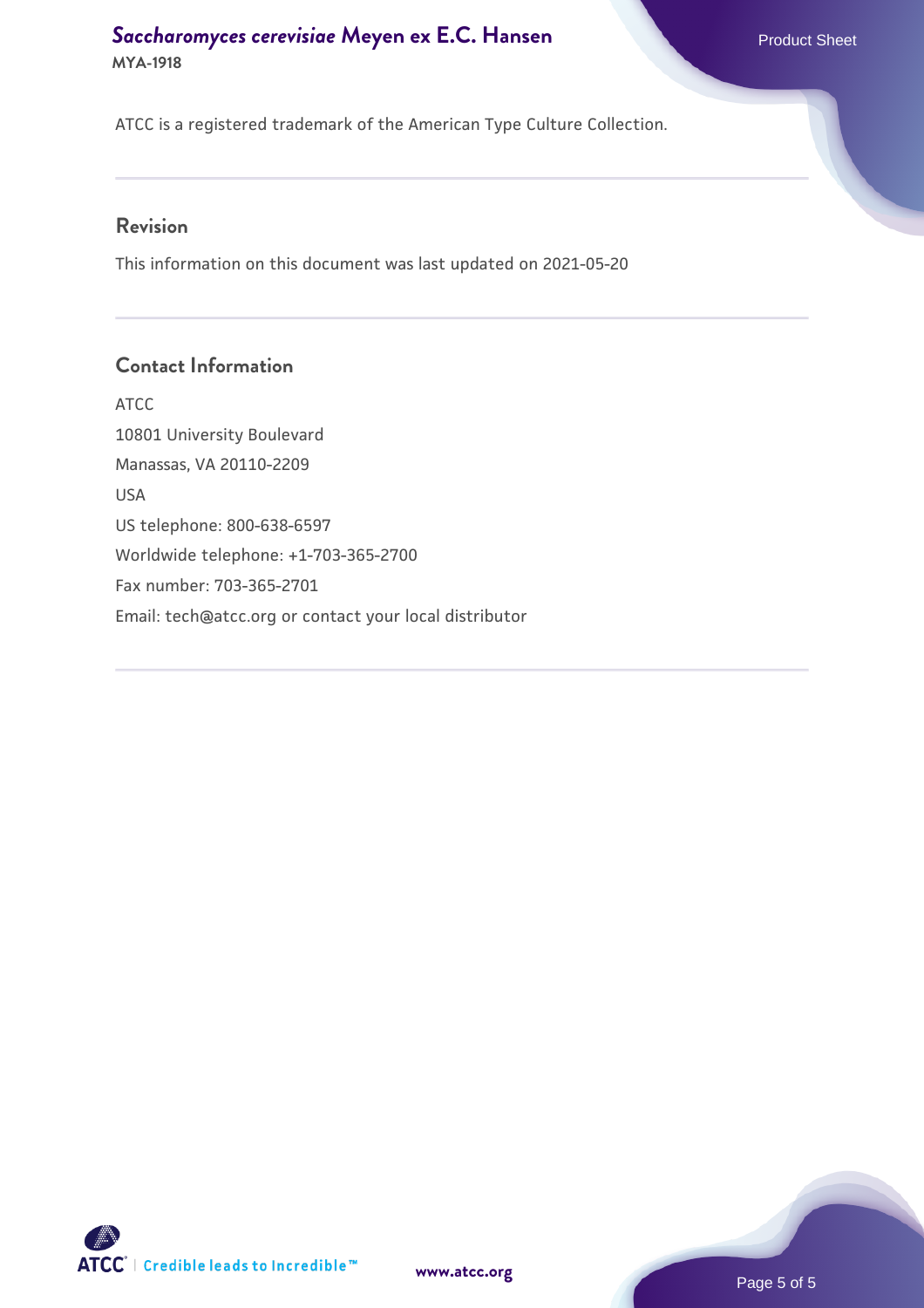ATCC is a registered trademark of the American Type Culture Collection.

## Revision

This information on this document was last updated on 2021-05-20

## Contact Information

ATCC
10801 University Boulevard
Manassas, VA 20110-2209
USA
US telephone: 800-638-6597
Worldwide telephone: +1-703-365-2700
Fax number: 703-365-2701
Email: tech@atcc.org or contact your local distributor